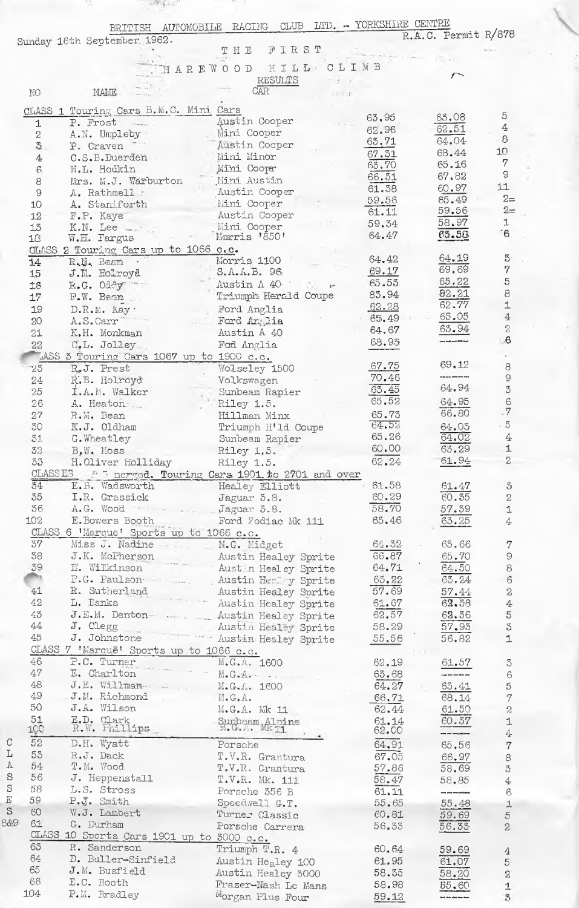BRITISH AUTOMOBILE RACING CLUB LTD. - YORKSHIRE CENTRE

Sunday 16th September 1962.

R.A.C. Permit R/878

# THE FIRST HAREWOOD HILL CLIMB

## RESULTS

| NO | NAME | CAR | | | |
|---|---|---|---|---|---|
| **CLASS 1 Touring Cars B.M.C. Mini Cars** | | | | | |
| 1 | P. Frost | Austin Cooper | 63.95 | 63.08 | 5 |
| 2 | A.N. Umpleby | Mini Cooper | 62.96 | 62.51 | 4 |
| 3 | P. Craven | Austin Cooper | 63.71 | 64.04 | 8 |
| 4 | C.S.B.Duerden | Mini Minor | 67.31 | 68.44 | 10 |
| 6 | N.L. Hodkin | Mini Cooper | 63.70 | 65.16 | 7 |
| 8 | Mrs. M.J. Warburton | Mini Austin | 66.31 | 67.82 | 9 |
| 9 | A. Rathmell | Austin Cooper | 61.38 | 60.97 | 11 |
| 10 | A. Staniforth | Mini Cooper | 59.56 | 65.49 | 2= |
| 12 | F.P. Kaye | Austin Cooper | 61.11 | 59.56 | 2= |
| 13 | K.N. Lee | Mini Cooper | 59.34 | 58.97 | 1 |
| 18 | W.E. Fargus | Morris '850' | 64.47 | 63.58 | 6 |
| **CLASS 2 Touring Cars up to 1066 c.c.** | | | | | |
| 14 | R.N. Bean | Morris 1100 | 64.42 | 64.19 | 3 |
| 15 | J.M. Holroyd | S.A.A.B. 96 | 69.17 | 69.69 | 7 |
| 16 | R.G. Oddy | Austin A 40 | 65.53 | 65.22 | 5 |
| 17 | F.W. Bean | Triumph Herald Coupe | 83.94 | 82.21 | 8 |
| 19 | D.R.M. Kay | Ford Anglia | 62.28 | 62.77 | 1 |
| 20 | A.S.Carr | Ford Anglia | 65.49 | 65.05 | 4 |
| 21 | K.H. Monkman | Austin A 40 | 64.67 | 63.94 | 2 |
| 22 | C.L. Jolley | Ford Anglia | 68.93 | ----- | 6 |
| **CLASS 3 Touring Cars 1067 up to 1900 c.c.** | | | | | |
| 23 | R.J. Prest | Wolseley 1500 | 67.75 | 69.12 | 8 |
| 24 | R.B. Holroyd | Volkswagen | 70.46 | ----- | 9 |
| 25 | I.A.M. Walker | Sunbeam Rapier | 63.45 | 64.94 | 3 |
| 26 | A. Heaton | Riley 1.5. | 65.52 | 64.95 | 6 |
| 27 | R.M. Bean | Hillman Minx | 65.73 | 66.80 | 7 |
| 30 | K.J. Oldham | Triumph H'ld Coupe | 64.52 | 64.05 | 5 |
| 31 | G.Wheatley | Sunbeam Rapier | 65.26 | 64.02 | 4 |
| 32 | B.W. Moss | Riley 1.5. | 60.00 | 63.29 | 1 |
| 33 | H.Oliver Holliday | Riley 1.5. | 62.24 | 61.94 | 2 |
| **CLASSES 4 5 merged. Touring Cars 1901 to 2701 and over** | | | | | |
| 34 | E.B. Wadsworth | Healey Elliott | 61.58 | 61.47 | 3 |
| 35 | I.R. Grassick | Jaguar 3.8. | 60.29 | 60.35 | 2 |
| 36 | A.G. Wood | Jaguar 3.8. | 58.70 | 57.39 | 1 |
| 102 | E.Bowers Booth | Ford Zodiac Mk 111 | 63.46 | 63.25 | 4 |
| **CLASS 6 'Marque' Sports up to 1066 c.c.** | | | | | |
| 37 | Miss J. Nadine | M.G. Midget | 64.32 | 65.66 | 7 |
| 38 | J.K. McPherson | Austin Healey Sprite | 66.87 | 65.70 | 9 |
| 39 | H. Wilkinson | Austin Healey Sprite | 64.71 | 64.50 | 8 |
| | P.G. Paulson | Austin Healey Sprite | 63.22 | 63.24 | 6 |
| 41 | R. Sutherland | Austin Healey Sprite | 57.69 | 57.44 | 2 |
| 42 | L. Banks | Austin Healey Sprite | 61.67 | 62.38 | 4 |
| 43 | J.E.M. Denton | Austin Healey Sprite | 62.57 | 62.36 | 5 |
| 44 | J. Clegg | Austin Healey Sprite | 58.29 | 57.93 | 3 |
| 45 | J. Johnstone | Austin Healey Sprite | 55.56 | 56.82 | 1 |
| **CLASS 7 'Marque' Sports up to 1066 c.c.** | | | | | |
| 46 | P.C. Turner | M.G.A. 1600 | 62.19 | 61.57 | 3 |
| 47 | E. Charlton | M.G.A. | 63.68 | ----- | 6 |
| 48 | J.E. Willman | M.G.A. 1600 | 64.27 | 63.41 | 5 |
| 49 | J.M. Richmond | M.G.A. | 66.71 | 68.14 | 7 |
| 50 | J.A. Wilson | M.G.A. Mk 11 | 62.44 | 61.50 | 2 |
| 51 | E.D. Clark | Sunbeam Alpine | 61.14 | 60.37 | 1 |
| 100 | R.W. Phillips | M.G.A. Mk 11 | 62.00 | ----- | 4 |
| **CLASSES 8&9** | | | | | |
| 52 | D.H. Wyatt | Porsche | 64.91 | 65.56 | 7 |
| 53 | R.J. Dack | T.V.R. Grantura | 67.05 | 66.97 | 8 |
| 54 | T.M. Wood | T.V.R. Grantura | 57.86 | 58.69 | 3 |
| 56 | J. Heppenstall | T.V.R. Mk. 111 | 58.47 | 58.85 | 4 |
| 58 | L.S. Stross | Porsche 356 B | 61.11 | ----- | 6 |
| 59 | P.J. Smith | Speedwell G.T. | 55.65 | 55.48 | 1 |
| 60 | W.J. Lambert | Turner Classic | 60.81 | 59.69 | 5 |
| 61 | G. Durham | Porsche Carrera | 56.33 | 56.33 | 2 |
| **CLASS 10 Sports Cars 1901 up to 3000 c.c.** | | | | | |
| 63 | R. Sanderson | Triumph T.R. 4 | 60.64 | 59.69 | 4 |
| 64 | D. Buller-Sinfield | Austin Healey 100 | 61.95 | 61.07 | 5 |
| 65 | J.M. Busfield | Austin Healey 3000 | 58.35 | 58.20 | 2 |
| 66 | E.C. Booth | Frazer-Nash Le Mans | 58.98 | 55.60 | 1 |
| 104 | P.M. Bradley | Morgan Plus Four | 59.12 | ----- | 3 |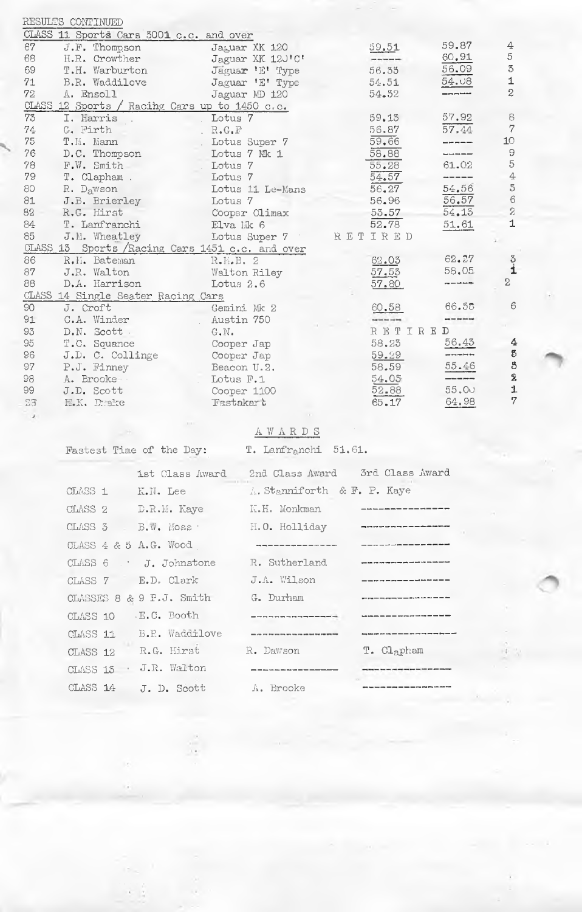RESULTS CONTINUED

| | | | | | |
|---|---|---|---|---|---|
| **CLASS 11 Sports Cars 3001 c.c. and over** | | | | | |
| 67 | J.F. Thompson | Jaguar XK 120 | 59.51 | 59.87 | 4 |
| 68 | H.R. Crowther | Jaguar XK 120'C' | ----- | 60.91 | 5 |
| 69 | T.H. Warburton | Jaguar 'E' Type | 56.33 | 56.09 | 3 |
| 71 | B.R. Waddilove | Jaguar 'E' Type | 54.51 | 54.08 | 1 |
| 72 | A. Ensoll | Jaguar MD 120 | 54.32 | ----- | 2 |
| **CLASS 12 Sports / Racing Cars up to 1450 c.c.** | | | | | |
| 73 | I. Harris | Lotus 7 | 59.13 | 57.92 | 8 |
| 74 | G. Firth | R.G.F | 56.87 | 57.44 | 7 |
| 75 | T.M. Mann | Lotus Super 7 | 59.66 | ----- | 10 |
| 76 | D.C. Thompson | Lotus 7 Mk 1 | 58.88 | ----- | 9 |
| 78 | F.W. Smith | Lotus 7 | 55.28 | 61.02 | 5 |
| 79 | T. Clapham | Lotus 7 | 54.57 | ----- | 4 |
| 80 | R. Dawson | Lotus 11 Le-Mans | 56.27 | 54.56 | 3 |
| 81 | J.B. Brierley | Lotus 7 | 56.96 | 56.57 | 6 |
| 82 | R.G. Hirst | Cooper Climax | 53.57 | 54.15 | 2 |
| 84 | T. Lanfranchi | Elva Mk 6 | 52.78 | 51.61 | 1 |
| 85 | J.M. Wheatley | Lotus Super 7 | RETIRED | | |
| **CLASS 13 Sports /Racing Cars 1451 c.c. and over** | | | | | |
| 86 | R.M. Bateman | R.M.B. 2 | 62.03 | 62.27 | 3 |
| 87 | J.R. Walton | Walton Riley | 57.53 | 58.05 | 1 |
| 88 | D.A. Harrison | Lotus 2.6 | 57.80 | ----- | 2 |
| **CLASS 14 Single Seater Racing Cars** | | | | | |
| 90 | J. Croft | Gemini Mk 2 | 60.58 | 66.58 | 6 |
| 91 | C.A. Winder | Austin 750 | ----- | ----- | |
| 93 | D.N. Scott | G.N. | RETIRED | | |
| 95 | T.C. Squance | Cooper Jap | 58.23 | 56.43 | 4 |
| 96 | J.D. C. Collinge | Cooper Jap | 59.29 | ----- | 5 |
| 97 | P.J. Finney | Beacon U.2. | 58.59 | 55.46 | 3 |
| 98 | A. Brooke | Lotus F.1 | 54.05 | ----- | 2 |
| 99 | J.D. Scott | Cooper 1100 | 52.88 | 55.00 | 1 |
| 23 | H.K. Drake | Fastakart | 65.17 | 64.98 | 7 |

## AWARDS

Fastest Time of the Day: T. Lanfranchi 51.61.

| | 1st Class Award | 2nd Class Award | 3rd Class Award |
|---|---|---|---|
| CLASS 1 | K.N. Lee | A. Stanniforth & F. P. Kaye | |
| CLASS 2 | D.R.M. Kaye | K.H. Monkman | -------------- |
| CLASS 3 | B.W. Moss | H.O. Holliday | -------------- |
| CLASS 4 & 5 | A.G. Wood | -------------- | -------------- |
| CLASS 6 | J. Johnstone | R. Sutherland | -------------- |
| CLASS 7 | E.D. Clark | J.A. Wilson | -------------- |
| CLASSES 8 & 9 | P.J. Smith | G. Durham | -------------- |
| CLASS 10 | E.C. Booth | -------------- | -------------- |
| CLASS 11 | B.R. Waddilove | -------------- | -------------- |
| CLASS 12 | R.G. Hirst | R. Dawson | T. Clapham |
| CLASS 13 | J.R. Walton | -------------- | -------------- |
| CLASS 14 | J. D. Scott | A. Brooke | -------------- |